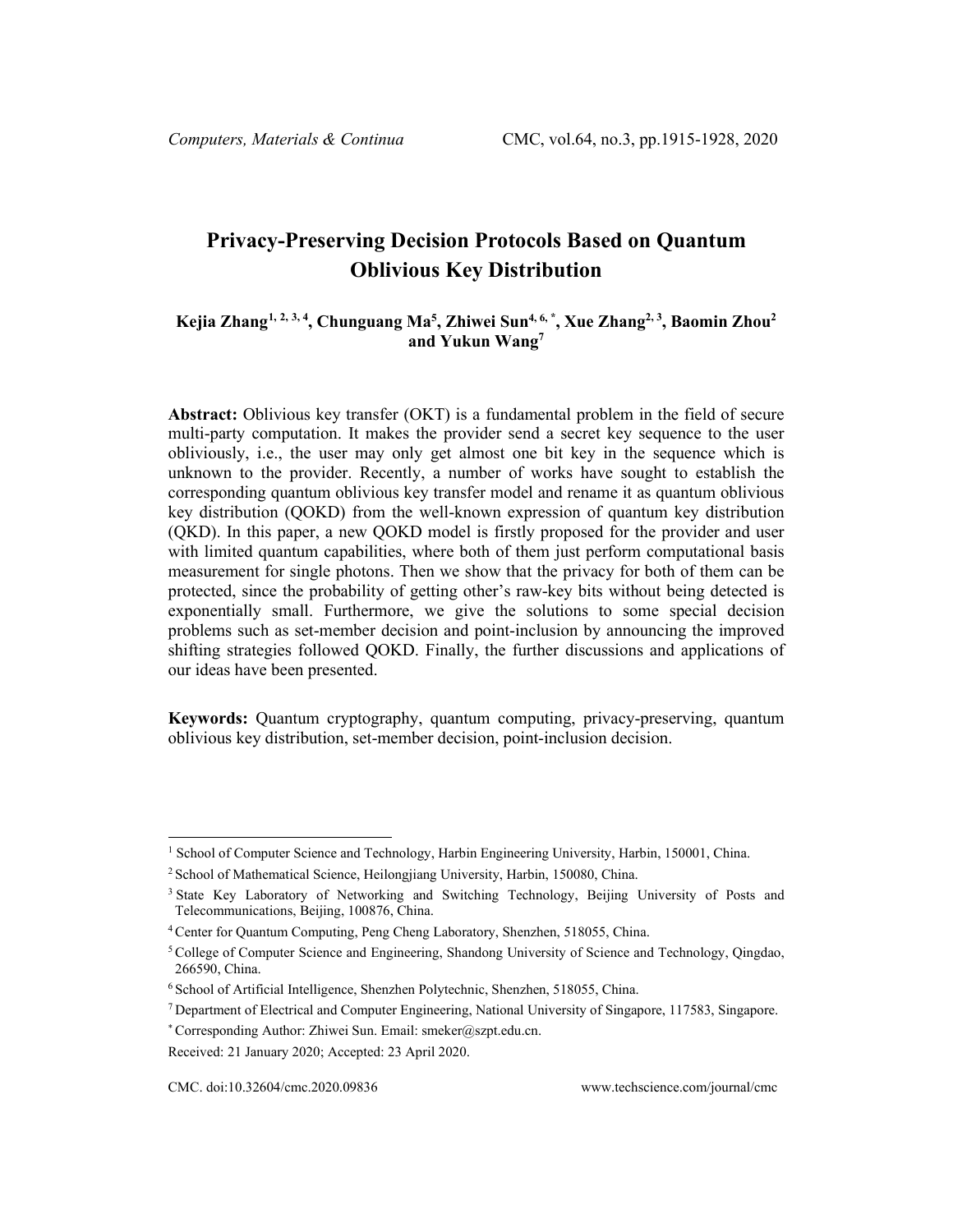# Privacy-Preserving Decision Protocols Based on Quantum Oblivious Key Distribution

**Kejia Zhang[1, 2, 3, 4], Chunguang Ma[5], Zhiwei Sun[4, 6, *], Xue Zhang[2, 3], Baomin Zhou[2] and Yukun Wang[7]**

**Abstract:** Oblivious key transfer (OKT) is a fundamental problem in the field of secure multi-party computation. It makes the provider send a secret key sequence to the user obliviously, i.e., the user may only get almost one bit key in the sequence which is unknown to the provider. Recently, a number of works have sought to establish the corresponding quantum oblivious key transfer model and rename it as quantum oblivious key distribution (QOKD) from the well-known expression of quantum key distribution (QKD). In this paper, a new QOKD model is firstly proposed for the provider and user with limited quantum capabilities, where both of them just perform computational basis measurement for single photons. Then we show that the privacy for both of them can be protected, since the probability of getting other's raw-key bits without being detected is exponentially small. Furthermore, we give the solutions to some special decision problems such as set-member decision and point-inclusion by announcing the improved shifting strategies followed QOKD. Finally, the further discussions and applications of our ideas have been presented.

**Keywords:** Quantum cryptography, quantum computing, privacy-preserving, quantum oblivious key distribution, set-member decision, point-inclusion decision.

---

[1] School of Computer Science and Technology, Harbin Engineering University, Harbin, 150001, China.

[2] School of Mathematical Science, Heilongjiang University, Harbin, 150080, China.

[3] State Key Laboratory of Networking and Switching Technology, Beijing University of Posts and Telecommunications, Beijing, 100876, China.

[4] Center for Quantum Computing, Peng Cheng Laboratory, Shenzhen, 518055, China.

[5] College of Computer Science and Engineering, Shandong University of Science and Technology, Qingdao, 266590, China.

[6] School of Artificial Intelligence, Shenzhen Polytechnic, Shenzhen, 518055, China.

[7] Department of Electrical and Computer Engineering, National University of Singapore, 117583, Singapore.

[*] Corresponding Author: Zhiwei Sun. Email: smeker@szpt.edu.cn.

Received: 21 January 2020; Accepted: 23 April 2020.

CMC. doi:10.32604/cmc.2020.09836 www.techscience.com/journal/cmc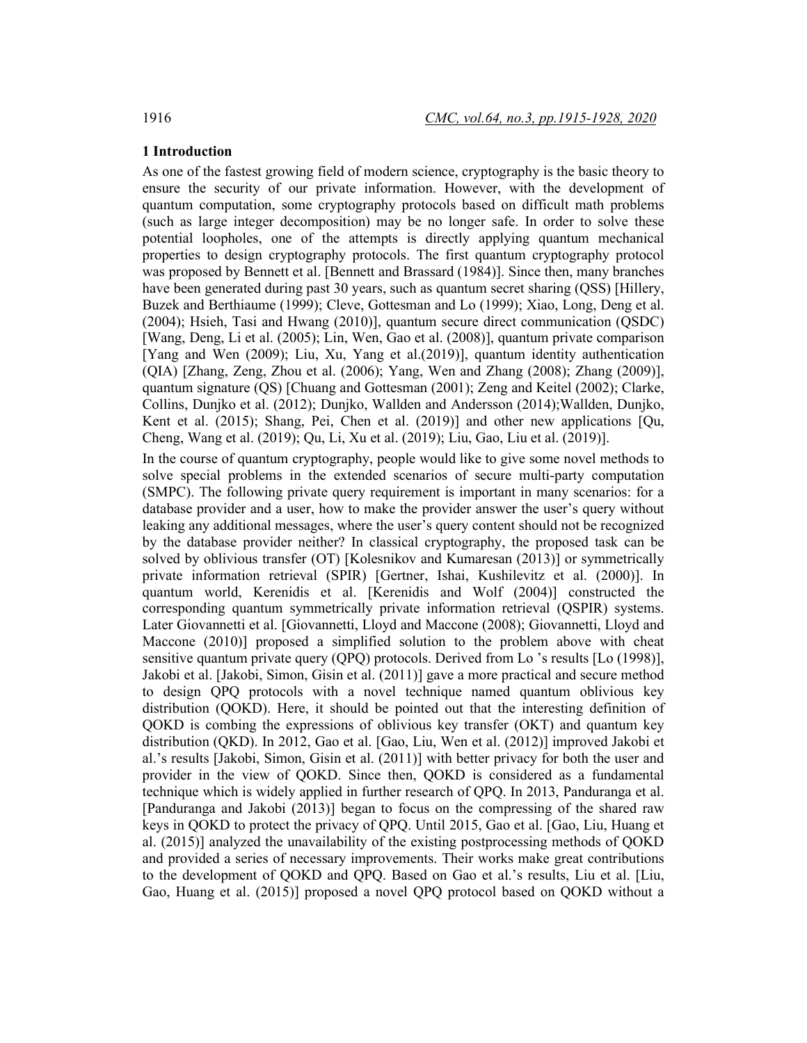## 1 Introduction

As one of the fastest growing field of modern science, cryptography is the basic theory to ensure the security of our private information. However, with the development of quantum computation, some cryptography protocols based on difficult math problems (such as large integer decomposition) may be no longer safe. In order to solve these potential loopholes, one of the attempts is directly applying quantum mechanical properties to design cryptography protocols. The first quantum cryptography protocol was proposed by Bennett et al. [Bennett and Brassard (1984)]. Since then, many branches have been generated during past 30 years, such as quantum secret sharing (QSS) [Hillery, Buzek and Berthiaume (1999); Cleve, Gottesman and Lo (1999); Xiao, Long, Deng et al. (2004); Hsieh, Tasi and Hwang (2010)], quantum secure direct communication (QSDC) [Wang, Deng, Li et al. (2005); Lin, Wen, Gao et al. (2008)], quantum private comparison [Yang and Wen (2009); Liu, Xu, Yang et al.(2019)], quantum identity authentication (QIA) [Zhang, Zeng, Zhou et al. (2006); Yang, Wen and Zhang (2008); Zhang (2009)], quantum signature (QS) [Chuang and Gottesman (2001); Zeng and Keitel (2002); Clarke, Collins, Dunjko et al. (2012); Dunjko, Wallden and Andersson (2014);Wallden, Dunjko, Kent et al. (2015); Shang, Pei, Chen et al. (2019)] and other new applications [Qu, Cheng, Wang et al. (2019); Qu, Li, Xu et al. (2019); Liu, Gao, Liu et al. (2019)].

In the course of quantum cryptography, people would like to give some novel methods to solve special problems in the extended scenarios of secure multi-party computation (SMPC). The following private query requirement is important in many scenarios: for a database provider and a user, how to make the provider answer the user's query without leaking any additional messages, where the user's query content should not be recognized by the database provider neither? In classical cryptography, the proposed task can be solved by oblivious transfer (OT) [Kolesnikov and Kumaresan (2013)] or symmetrically private information retrieval (SPIR) [Gertner, Ishai, Kushilevitz et al. (2000)]. In quantum world, Kerenidis et al. [Kerenidis and Wolf (2004)] constructed the corresponding quantum symmetrically private information retrieval (QSPIR) systems. Later Giovannetti et al. [Giovannetti, Lloyd and Maccone (2008); Giovannetti, Lloyd and Maccone (2010)] proposed a simplified solution to the problem above with cheat sensitive quantum private query (QPQ) protocols. Derived from Lo 's results [Lo (1998)], Jakobi et al. [Jakobi, Simon, Gisin et al. (2011)] gave a more practical and secure method to design QPQ protocols with a novel technique named quantum oblivious key distribution (QOKD). Here, it should be pointed out that the interesting definition of QOKD is combing the expressions of oblivious key transfer (OKT) and quantum key distribution (QKD). In 2012, Gao et al. [Gao, Liu, Wen et al. (2012)] improved Jakobi et al.'s results [Jakobi, Simon, Gisin et al. (2011)] with better privacy for both the user and provider in the view of QOKD. Since then, QOKD is considered as a fundamental technique which is widely applied in further research of QPQ. In 2013, Panduranga et al. [Panduranga and Jakobi (2013)] began to focus on the compressing of the shared raw keys in QOKD to protect the privacy of QPQ. Until 2015, Gao et al. [Gao, Liu, Huang et al. (2015)] analyzed the unavailability of the existing postprocessing methods of QOKD and provided a series of necessary improvements. Their works make great contributions to the development of QOKD and QPQ. Based on Gao et al.'s results, Liu et al. [Liu, Gao, Huang et al. (2015)] proposed a novel QPQ protocol based on QOKD without a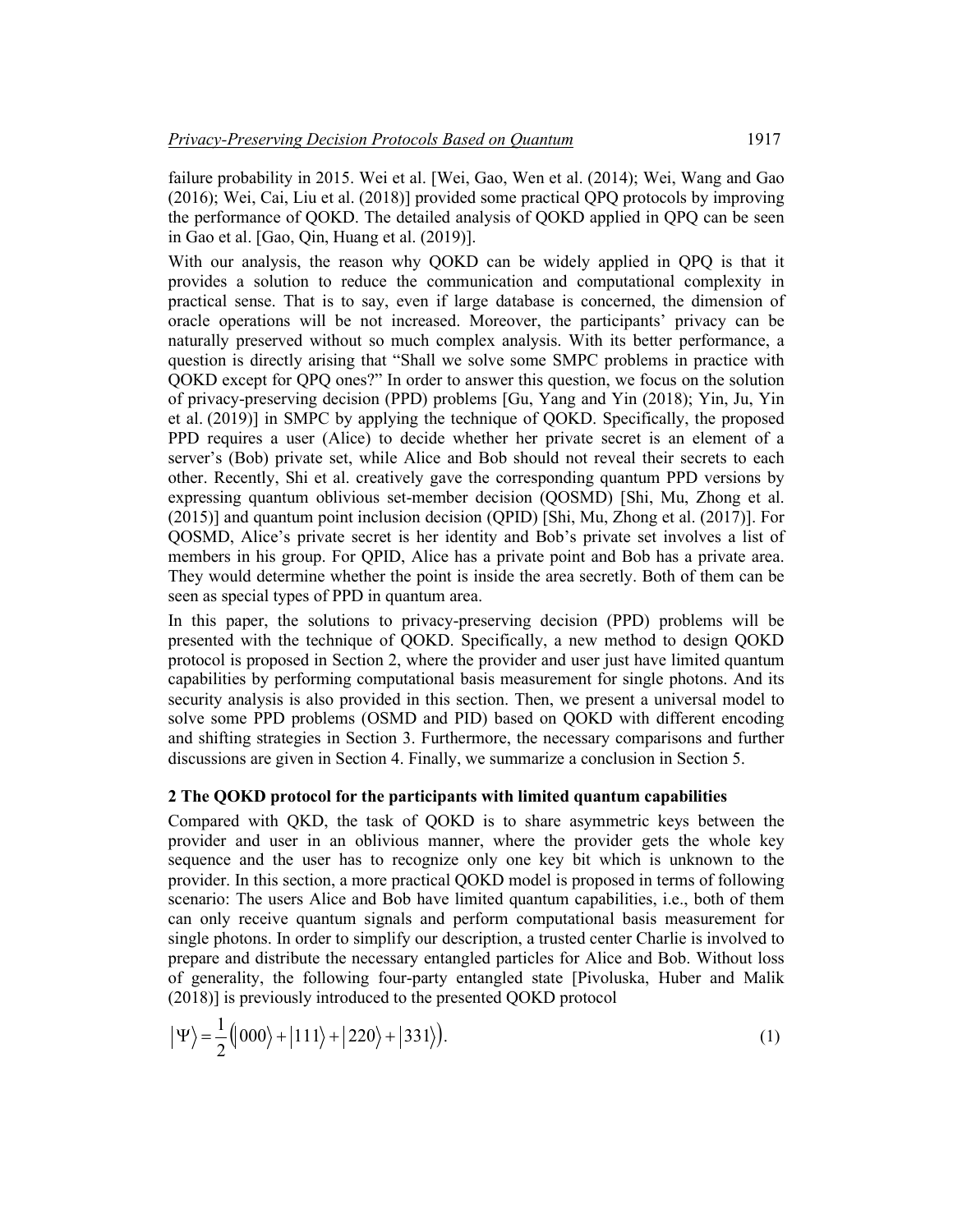failure probability in 2015. Wei et al. [Wei, Gao, Wen et al. (2014); Wei, Wang and Gao (2016); Wei, Cai, Liu et al. (2018)] provided some practical QPQ protocols by improving the performance of QOKD. The detailed analysis of QOKD applied in QPQ can be seen in Gao et al. [Gao, Qin, Huang et al. (2019)].

With our analysis, the reason why QOKD can be widely applied in QPQ is that it provides a solution to reduce the communication and computational complexity in practical sense. That is to say, even if large database is concerned, the dimension of oracle operations will be not increased. Moreover, the participants' privacy can be naturally preserved without so much complex analysis. With its better performance, a question is directly arising that "Shall we solve some SMPC problems in practice with QOKD except for QPQ ones?" In order to answer this question, we focus on the solution of privacy-preserving decision (PPD) problems [Gu, Yang and Yin (2018); Yin, Ju, Yin et al. (2019)] in SMPC by applying the technique of QOKD. Specifically, the proposed PPD requires a user (Alice) to decide whether her private secret is an element of a server's (Bob) private set, while Alice and Bob should not reveal their secrets to each other. Recently, Shi et al. creatively gave the corresponding quantum PPD versions by expressing quantum oblivious set-member decision (QOSMD) [Shi, Mu, Zhong et al. (2015)] and quantum point inclusion decision (QPID) [Shi, Mu, Zhong et al. (2017)]. For QOSMD, Alice's private secret is her identity and Bob's private set involves a list of members in his group. For QPID, Alice has a private point and Bob has a private area. They would determine whether the point is inside the area secretly. Both of them can be seen as special types of PPD in quantum area.

In this paper, the solutions to privacy-preserving decision (PPD) problems will be presented with the technique of QOKD. Specifically, a new method to design QOKD protocol is proposed in Section 2, where the provider and user just have limited quantum capabilities by performing computational basis measurement for single photons. And its security analysis is also provided in this section. Then, we present a universal model to solve some PPD problems (OSMD and PID) based on QOKD with different encoding and shifting strategies in Section 3. Furthermore, the necessary comparisons and further discussions are given in Section 4. Finally, we summarize a conclusion in Section 5.

## 2 The QOKD protocol for the participants with limited quantum capabilities

Compared with QKD, the task of QOKD is to share asymmetric keys between the provider and user in an oblivious manner, where the provider gets the whole key sequence and the user has to recognize only one key bit which is unknown to the provider. In this section, a more practical QOKD model is proposed in terms of following scenario: The users Alice and Bob have limited quantum capabilities, i.e., both of them can only receive quantum signals and perform computational basis measurement for single photons. In order to simplify our description, a trusted center Charlie is involved to prepare and distribute the necessary entangled particles for Alice and Bob. Without loss of generality, the following four-party entangled state [Pivoluska, Huber and Malik (2018)] is previously introduced to the presented QOKD protocol

$$|\Psi\rangle = \frac{1}{2}\left(|000\rangle + |111\rangle + |220\rangle + |331\rangle\right). \tag{1}$$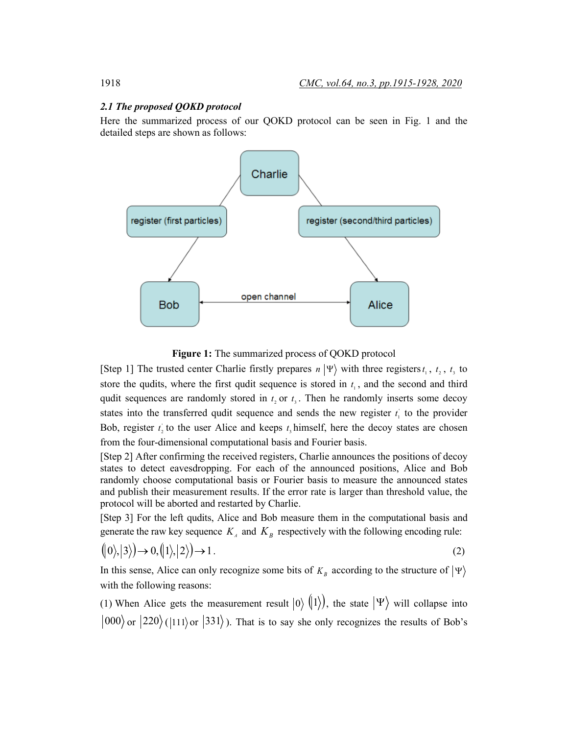### 2.1 The proposed QOKD protocol

Here the summarized process of our QOKD protocol can be seen in Fig. 1 and the detailed steps are shown as follows:

**Figure 1:** The summarized process of QOKD protocol

[Step 1] The trusted center Charlie firstly prepares $n\ |\Psi\rangle$ with three registers $t_1$, $t_2$, $t_3$ to store the qudits, where the first qudit sequence is stored in $t_1$, and the second and third qudit sequences are randomly stored in $t_2$ or $t_3$. Then he randomly inserts some decoy states into the transferred qudit sequence and sends the new register $t_1^{'}$ to the provider Bob, register $t_2^{'}$ to the user Alice and keeps $t_3$ himself, here the decoy states are chosen from the four-dimensional computational basis and Fourier basis.

[Step 2] After confirming the received registers, Charlie announces the positions of decoy states to detect eavesdropping. For each of the announced positions, Alice and Bob randomly choose computational basis or Fourier basis to measure the announced states and publish their measurement results. If the error rate is larger than threshold value, the protocol will be aborted and restarted by Charlie.

[Step 3] For the left qudits, Alice and Bob measure them in the computational basis and generate the raw key sequence $K_A$ and $K_B$ respectively with the following encoding rule:

$$(|0\rangle,|3\rangle)\rightarrow 0,(|1\rangle,|2\rangle)\rightarrow 1. \tag{2}$$

In this sense, Alice can only recognize some bits of $K_B$ according to the structure of $|\Psi\rangle$ with the following reasons:

(1) When Alice gets the measurement result $|0\rangle$ $(|1\rangle)$, the state $|\Psi\rangle$ will collapse into $|000\rangle$ or $|220\rangle$ ($|111\rangle$ or $|331\rangle$). That is to say she only recognizes the results of Bob's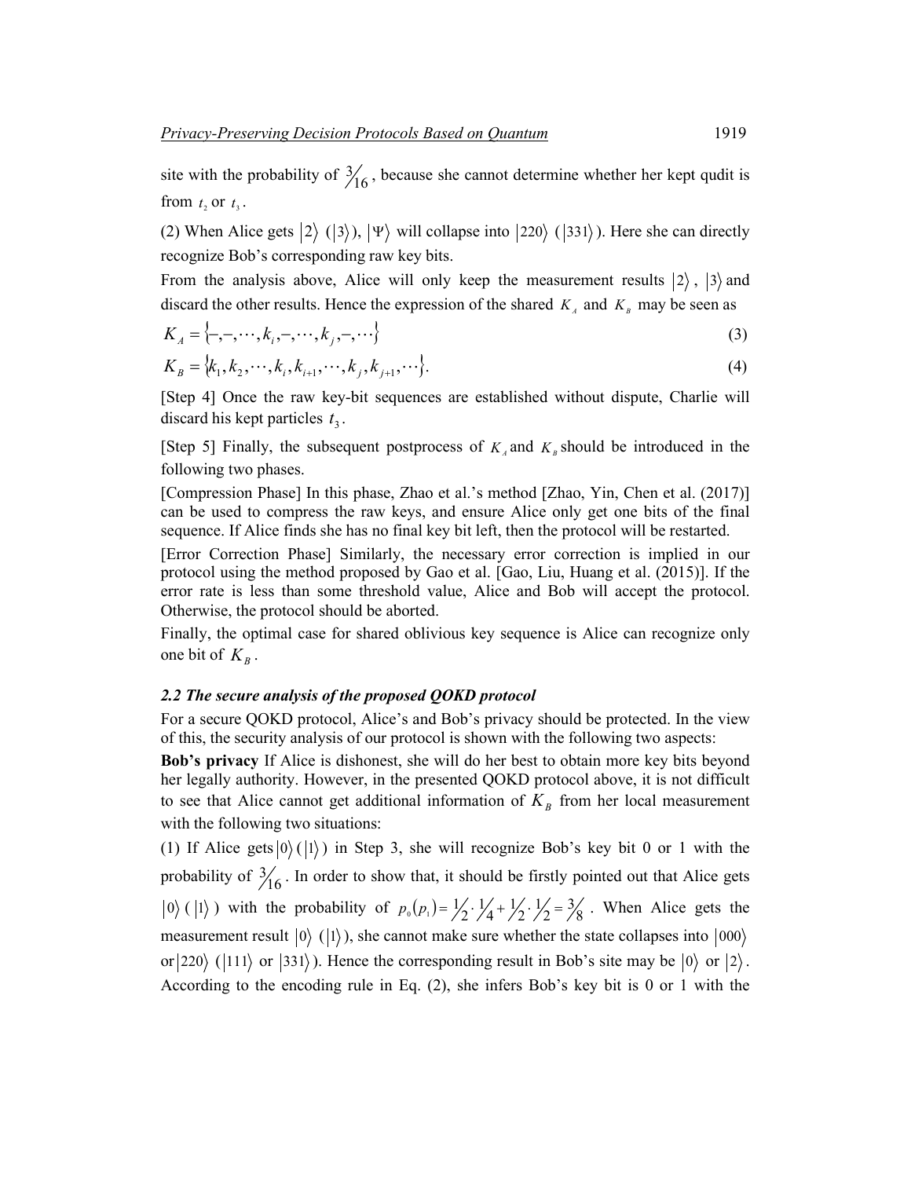site with the probability of $3/16$, because she cannot determine whether her kept qudit is from $t_2$ or $t_3$.

(2) When Alice gets $|2\rangle$ ($|3\rangle$), $|\Psi\rangle$ will collapse into $|220\rangle$ ($|331\rangle$). Here she can directly recognize Bob's corresponding raw key bits.

From the analysis above, Alice will only keep the measurement results $|2\rangle$, $|3\rangle$ and discard the other results. Hence the expression of the shared $K_A$ and $K_B$ may be seen as

$$K_A = \{-,-,\cdots,k_i,-,\cdots,k_j,-,\cdots\} \tag{3}$$

$$K_B = \{k_1,k_2,\cdots,k_i,k_{i+1},\cdots,k_j,k_{j+1},\cdots\}. \tag{4}$$

[Step 4] Once the raw key-bit sequences are established without dispute, Charlie will discard his kept particles $t_3$.

[Step 5] Finally, the subsequent postprocess of $K_A$ and $K_B$ should be introduced in the following two phases.

[Compression Phase] In this phase, Zhao et al.'s method [Zhao, Yin, Chen et al. (2017)] can be used to compress the raw keys, and ensure Alice only get one bits of the final sequence. If Alice finds she has no final key bit left, then the protocol will be restarted.

[Error Correction Phase] Similarly, the necessary error correction is implied in our protocol using the method proposed by Gao et al. [Gao, Liu, Huang et al. (2015)]. If the error rate is less than some threshold value, Alice and Bob will accept the protocol. Otherwise, the protocol should be aborted.

Finally, the optimal case for shared oblivious key sequence is Alice can recognize only one bit of $K_B$.

### *2.2 The secure analysis of the proposed QOKD protocol*

For a secure QOKD protocol, Alice's and Bob's privacy should be protected. In the view of this, the security analysis of our protocol is shown with the following two aspects:

**Bob's privacy** If Alice is dishonest, she will do her best to obtain more key bits beyond her legally authority. However, in the presented QOKD protocol above, it is not difficult to see that Alice cannot get additional information of $K_B$ from her local measurement with the following two situations:

(1) If Alice gets $|0\rangle$ ($|1\rangle$) in Step 3, she will recognize Bob's key bit 0 or 1 with the probability of $3/16$. In order to show that, it should be firstly pointed out that Alice gets $|0\rangle$ ($|1\rangle$) with the probability of $p_0(p_1) = \frac{1}{2}\cdot\frac{1}{4} + \frac{1}{2}\cdot\frac{1}{2} = \frac{3}{8}$. When Alice gets the measurement result $|0\rangle$ ($|1\rangle$), she cannot make sure whether the state collapses into $|000\rangle$ or $|220\rangle$ ($|111\rangle$ or $|331\rangle$). Hence the corresponding result in Bob's site may be $|0\rangle$ or $|2\rangle$. According to the encoding rule in Eq. (2), she infers Bob's key bit is 0 or 1 with the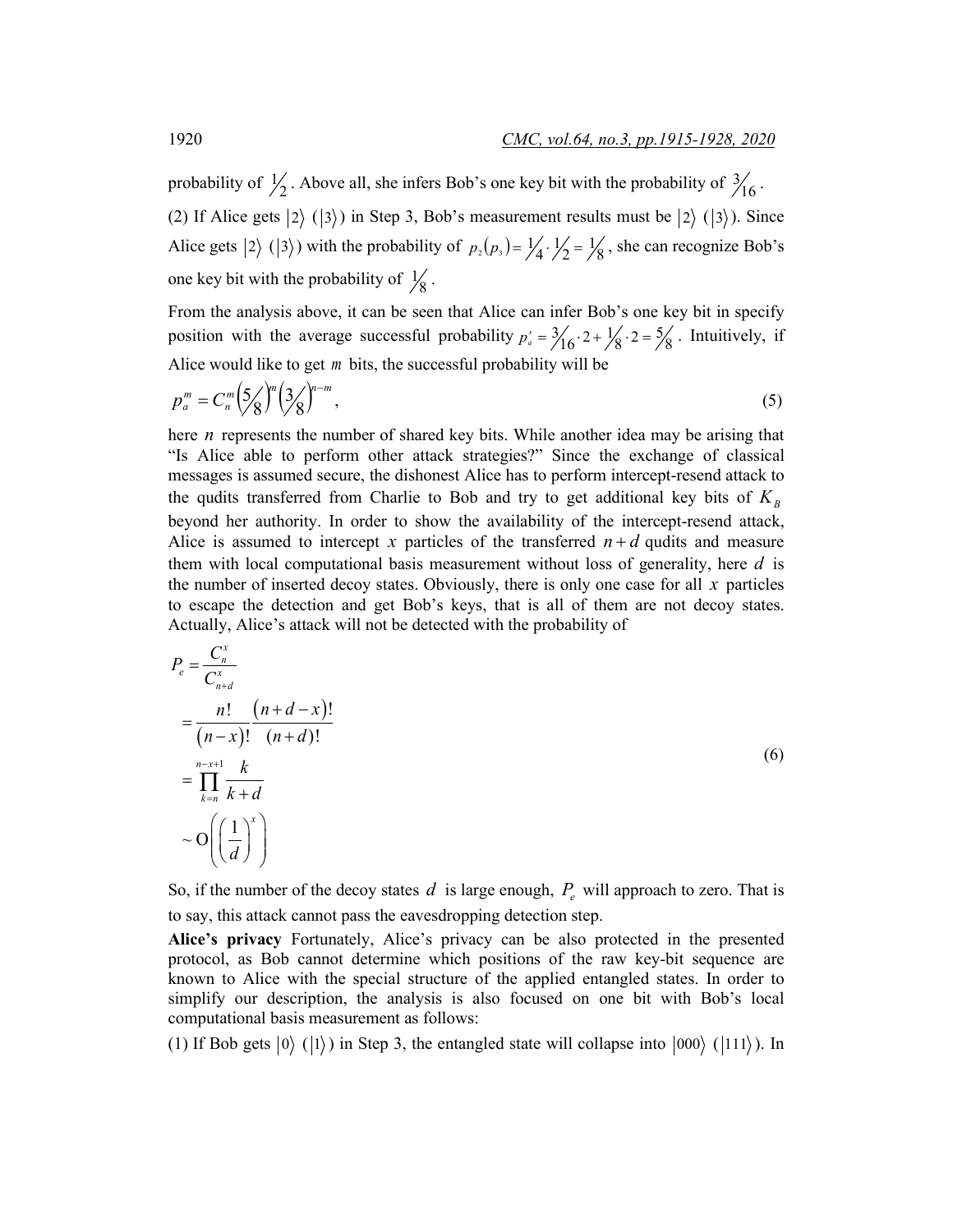probability of $1/2$. Above all, she infers Bob's one key bit with the probability of $3/16$.

(2) If Alice gets $|2\rangle$ ($|3\rangle$) in Step 3, Bob's measurement results must be $|2\rangle$ ($|3\rangle$). Since Alice gets $|2\rangle$ ($|3\rangle$) with the probability of $p_2(p_3) = 1/4 \cdot 1/2 = 1/8$, she can recognize Bob's one key bit with the probability of $1/8$.

From the analysis above, it can be seen that Alice can infer Bob's one key bit in specify position with the average successful probability $p_a^s = 3/16 \cdot 2 + 1/8 \cdot 2 = 5/8$. Intuitively, if Alice would like to get $m$ bits, the successful probability will be

$$p_a^m = C_n^m \left(5/8\right)^m \left(3/8\right)^{n-m}, \tag{5}$$

here $n$ represents the number of shared key bits. While another idea may be arising that "Is Alice able to perform other attack strategies?" Since the exchange of classical messages is assumed secure, the dishonest Alice has to perform intercept-resend attack to the qudits transferred from Charlie to Bob and try to get additional key bits of $K_B$ beyond her authority. In order to show the availability of the intercept-resend attack, Alice is assumed to intercept $x$ particles of the transferred $n+d$ qudits and measure them with local computational basis measurement without loss of generality, here $d$ is the number of inserted decoy states. Obviously, there is only one case for all $x$ particles to escape the detection and get Bob's keys, that is all of them are not decoy states. Actually, Alice's attack will not be detected with the probability of

$$\begin{aligned} P_e &= \frac{C_n^x}{C_{n+d}^x} \\ &= \frac{n!}{(n-x)!} \frac{(n+d-x)!}{(n+d)!} \\ &= \prod_{k=n}^{n-x+1} \frac{k}{k+d} \\ &\sim \mathrm{O}\left(\left(\frac{1}{d}\right)^x\right) \end{aligned} \tag{6}$$

So, if the number of the decoy states $d$ is large enough, $P_e$ will approach to zero. That is to say, this attack cannot pass the eavesdropping detection step.

**Alice's privacy** Fortunately, Alice's privacy can be also protected in the presented protocol, as Bob cannot determine which positions of the raw key-bit sequence are known to Alice with the special structure of the applied entangled states. In order to simplify our description, the analysis is also focused on one bit with Bob's local computational basis measurement as follows:

(1) If Bob gets $|0\rangle$ ($|1\rangle$) in Step 3, the entangled state will collapse into $|000\rangle$ ($|111\rangle$). In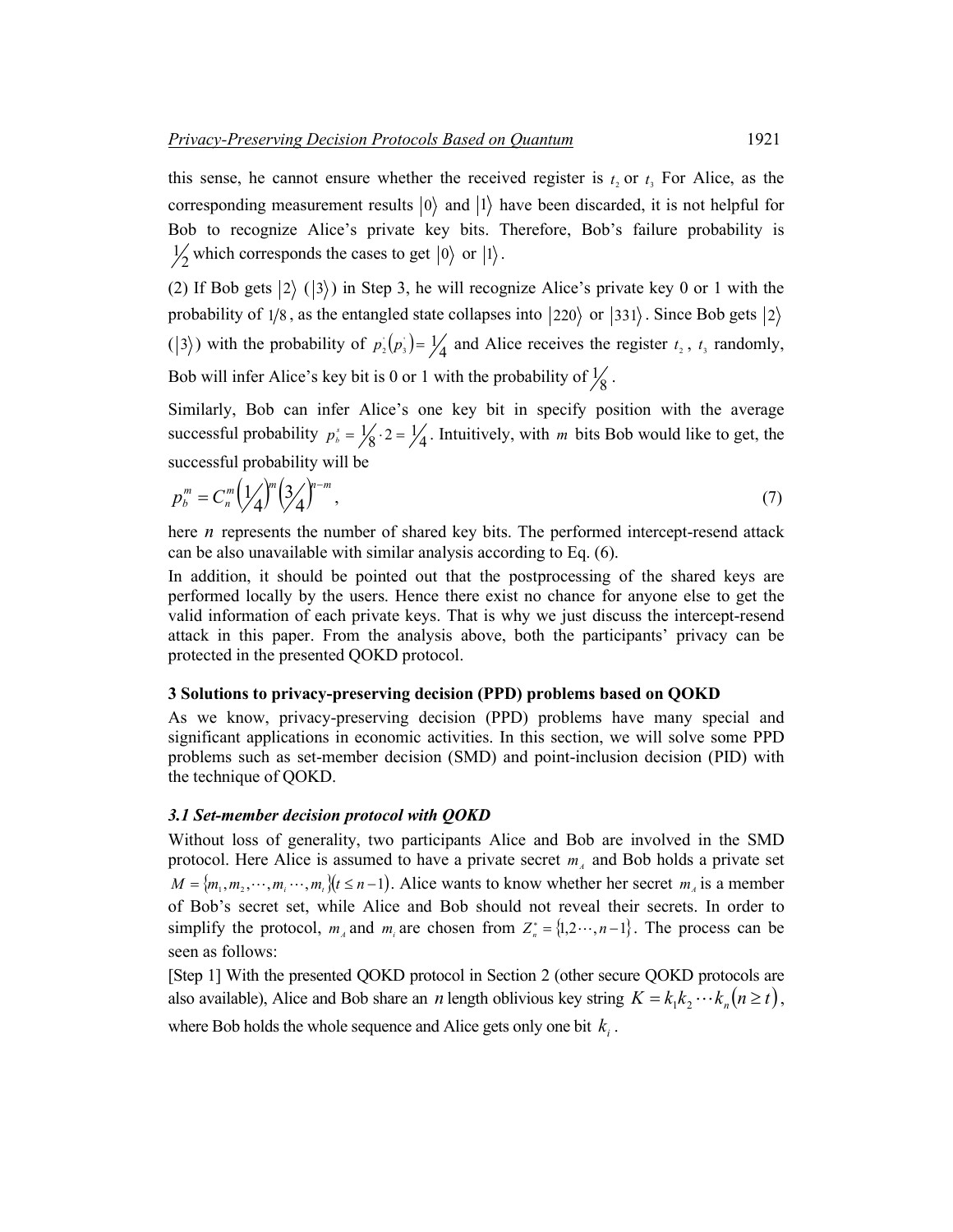this sense, he cannot ensure whether the received register is $t_2$ or $t_3$ For Alice, as the corresponding measurement results $|0\rangle$ and $|1\rangle$ have been discarded, it is not helpful for Bob to recognize Alice's private key bits. Therefore, Bob's failure probability is $1/2$ which corresponds the cases to get $|0\rangle$ or $|1\rangle$.

(2) If Bob gets $|2\rangle$ ($|3\rangle$) in Step 3, he will recognize Alice's private key 0 or 1 with the probability of $1/8$, as the entangled state collapses into $|220\rangle$ or $|331\rangle$. Since Bob gets $|2\rangle$ ($|3\rangle$) with the probability of $p_2^{'}(p_3^{'}) = 1/4$ and Alice receives the register $t_2$, $t_3$ randomly, Bob will infer Alice's key bit is 0 or 1 with the probability of $1/8$.

Similarly, Bob can infer Alice's one key bit in specify position with the average successful probability $p_b^s = 1/8 \cdot 2 = 1/4$. Intuitively, with $m$ bits Bob would like to get, the successful probability will be

$$p_b^m = C_n^m \left(1/4\right)^m \left(3/4\right)^{n-m}, \tag{7}$$

here $n$ represents the number of shared key bits. The performed intercept-resend attack can be also unavailable with similar analysis according to Eq. (6).

In addition, it should be pointed out that the postprocessing of the shared keys are performed locally by the users. Hence there exist no chance for anyone else to get the valid information of each private keys. That is why we just discuss the intercept-resend attack in this paper. From the analysis above, both the participants' privacy can be protected in the presented QOKD protocol.

## 3 Solutions to privacy-preserving decision (PPD) problems based on QOKD

As we know, privacy-preserving decision (PPD) problems have many special and significant applications in economic activities. In this section, we will solve some PPD problems such as set-member decision (SMD) and point-inclusion decision (PID) with the technique of QOKD.

### *3.1 Set-member decision protocol with QOKD*

Without loss of generality, two participants Alice and Bob are involved in the SMD protocol. Here Alice is assumed to have a private secret $m_A$ and Bob holds a private set $M = \{m_1, m_2, \cdots, m_i \cdots, m_t\}(t \le n-1)$. Alice wants to know whether her secret $m_A$ is a member of Bob's secret set, while Alice and Bob should not reveal their secrets. In order to simplify the protocol, $m_A$ and $m_i$ are chosen from $Z_n^* = \{1, 2 \cdots, n-1\}$. The process can be seen as follows:

[Step 1] With the presented QOKD protocol in Section 2 (other secure QOKD protocols are also available), Alice and Bob share an $n$ length oblivious key string $K = k_1 k_2 \cdots k_n (n \ge t)$, where Bob holds the whole sequence and Alice gets only one bit $k_i$.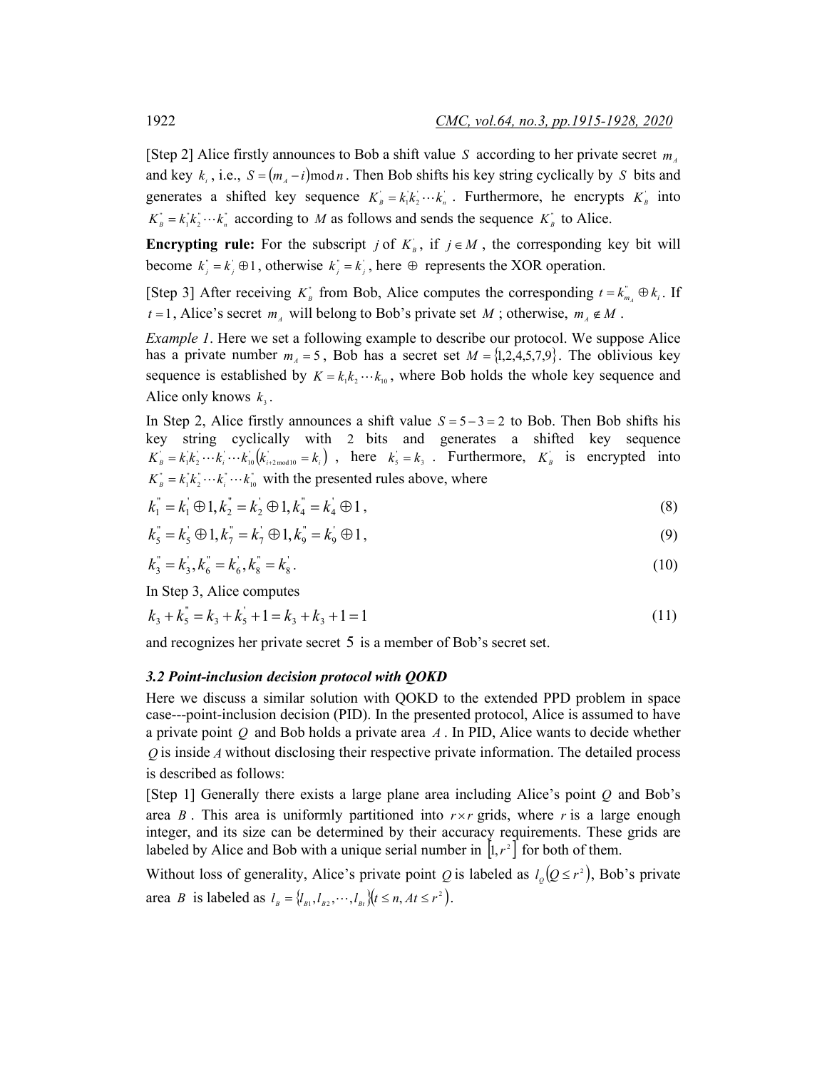[Step 2] Alice firstly announces to Bob a shift value $S$ according to her private secret $m_A$ and key $k_i$, i.e., $S = (m_A - i) \bmod n$. Then Bob shifts his key string cyclically by $S$ bits and generates a shifted key sequence $K_B^{'} = k_1^{'} k_2^{'} \cdots k_n^{'}$. Furthermore, he encrypts $K_B^{'}$ into $K_B^{"} = k_1^{"} k_2^{"} \cdots k_n^{"}$ according to $M$ as follows and sends the sequence $K_B^{"}$ to Alice.

**Encrypting rule:** For the subscript $j$ of $K_B^{'}$, if $j \in M$, the corresponding key bit will become $k_j^{"} = k_j^{'} \oplus 1$, otherwise $k_j^{"} = k_j^{'}$, here $\oplus$ represents the XOR operation.

[Step 3] After receiving $K_B^{"}$ from Bob, Alice computes the corresponding $t = k_{m_A}^{"} \oplus k_i$. If $t = 1$, Alice's secret $m_A$ will belong to Bob's private set $M$; otherwise, $m_A \notin M$.

*Example 1*. Here we set a following example to describe our protocol. We suppose Alice has a private number $m_A = 5$, Bob has a secret set $M = \{1,2,4,5,7,9\}$. The oblivious key sequence is established by $K = k_1 k_2 \cdots k_{10}$, where Bob holds the whole key sequence and Alice only knows $k_3$.

In Step 2, Alice firstly announces a shift value $S = 5 - 3 = 2$ to Bob. Then Bob shifts his key string cyclically with 2 bits and generates a shifted key sequence $K_B^{'} = k_1^{'} k_2^{'} \cdots k_i^{'} \cdots k_{10}^{'} \left(k_{i+2 \bmod 10}^{'} = k_i\right)$, here $k_5^{'} = k_3$. Furthermore, $K_B^{'}$ is encrypted into $K_B^{"} = k_1^{"} k_2^{"} \cdots k_i^{"} \cdots k_{10}^{"}$ with the presented rules above, where

$$k_1^{"} = k_1^{'} \oplus 1, k_2^{"} = k_2^{'} \oplus 1, k_4^{"} = k_4^{'} \oplus 1, \tag{8}$$

$$k_5^{"} = k_5^{'} \oplus 1, k_7^{"} = k_7^{'} \oplus 1, k_9^{"} = k_9^{'} \oplus 1, \tag{9}$$

$$k_3^{"} = k_3^{'}, k_6^{"} = k_6^{'}, k_8^{"} = k_8^{'}. \tag{10}$$

In Step 3, Alice computes

$$k_3 + k_5^{"} = k_3 + k_5^{'} + 1 = k_3 + k_3 + 1 = 1 \tag{11}$$

and recognizes her private secret 5 is a member of Bob's secret set.

### *3.2 Point-inclusion decision protocol with QOKD*

Here we discuss a similar solution with QOKD to the extended PPD problem in space case---point-inclusion decision (PID). In the presented protocol, Alice is assumed to have a private point $Q$ and Bob holds a private area $A$. In PID, Alice wants to decide whether $Q$ is inside $A$ without disclosing their respective private information. The detailed process is described as follows:

[Step 1] Generally there exists a large plane area including Alice's point $Q$ and Bob's area $B$. This area is uniformly partitioned into $r \times r$ grids, where $r$ is a large enough integer, and its size can be determined by their accuracy requirements. These grids are labeled by Alice and Bob with a unique serial number in $\left[1, r^2\right]$ for both of them.

Without loss of generality, Alice's private point $Q$ is labeled as $l_Q\left(Q \leq r^2\right)$, Bob's private area $B$ is labeled as $l_B = \{l_{B1}, l_{B2}, \cdots, l_{Bt}\}\left(t \leq n, At \leq r^2\right)$.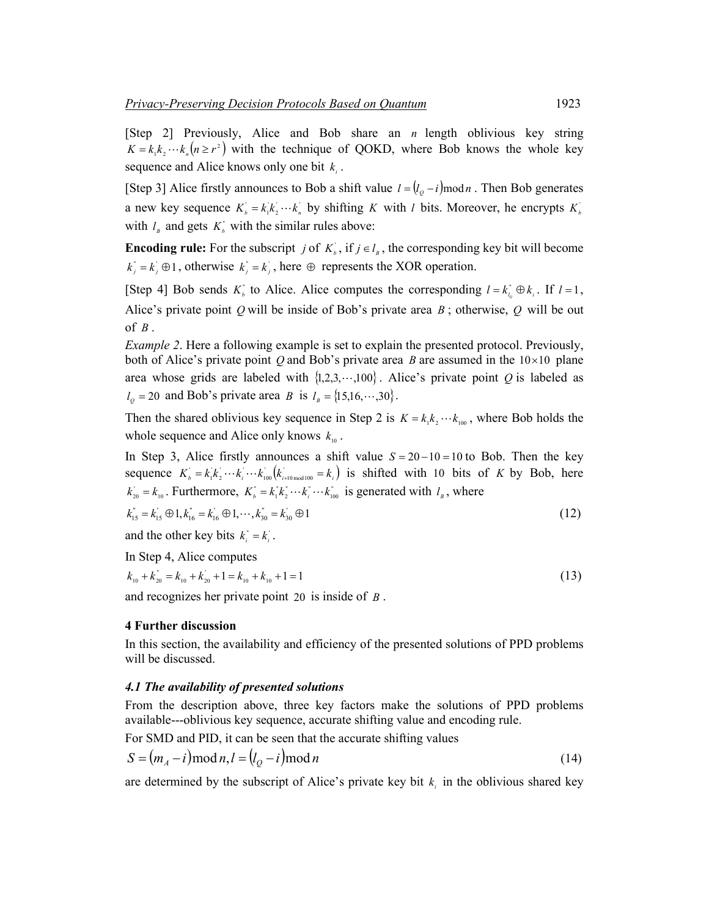[Step 2] Previously, Alice and Bob share an $n$ length oblivious key string $K = k_1 k_2 \cdots k_n \left(n \geq r^2\right)$ with the technique of QOKD, where Bob knows the whole key sequence and Alice knows only one bit $k_i$.

[Step 3] Alice firstly announces to Bob a shift value $l = \left(l_Q - i\right) \bmod n$. Then Bob generates a new key sequence $K_b^{'} = k_1^{'} k_2^{'} \cdots k_n^{'}$ by shifting $K$ with $l$ bits. Moreover, he encrypts $K_b^{'}$ with $l_B$ and gets $K_b^{"}$ with the similar rules above:

**Encoding rule:** For the subscript $j$ of $K_b^{'}$, if $j \in l_B$, the corresponding key bit will become $k_j^{"} = k_j^{'} \oplus 1$, otherwise $k_j^{"} = k_j^{'}$, here $\oplus$ represents the XOR operation.

[Step 4] Bob sends $K_b^{"}$ to Alice. Alice computes the corresponding $l = k_{l_Q}^{"} \oplus k_i$. If $l = 1$, Alice's private point $Q$ will be inside of Bob's private area $B$; otherwise, $Q$ will be out of $B$.

*Example 2*. Here a following example is set to explain the presented protocol. Previously, both of Alice's private point $Q$ and Bob's private area $B$ are assumed in the $10 \times 10$ plane area whose grids are labeled with $\{1,2,3,\cdots,100\}$. Alice's private point $Q$ is labeled as $l_Q = 20$ and Bob's private area $B$ is $l_B = \{15,16,\cdots,30\}$.

Then the shared oblivious key sequence in Step 2 is $K = k_1 k_2 \cdots k_{100}$, where Bob holds the whole sequence and Alice only knows $k_{10}$.

In Step 3, Alice firstly announces a shift value $S = 20 - 10 = 10$ to Bob. Then the key sequence $K_b^{'} = k_1^{'} k_2^{'} \cdots k_i^{'} \cdots k_{100}^{'} \left(k_{i+10 \bmod 100}^{'} = k_i\right)$ is shifted with 10 bits of $K$ by Bob, here $k_{20}^{'} = k_{10}$. Furthermore, $K_b^{"} = k_1^{"} k_2^{"} \cdots k_i^{"} \cdots k_{100}^{"}$ is generated with $l_B$, where

$$k_{15}^{"} = k_{15}^{'} \oplus 1, k_{16}^{"} = k_{16}^{'} \oplus 1, \cdots, k_{30}^{"} = k_{30}^{'} \oplus 1 \tag{12}$$

and the other key bits $k_i^{"} = k_i^{'}$.

In Step 4, Alice computes

$$k_{10} + k_{20}^{"} = k_{10} + k_{20}^{'} + 1 = k_{10} + k_{10} + 1 = 1 \tag{13}$$

and recognizes her private point 20 is inside of $B$.

## 4 Further discussion

In this section, the availability and efficiency of the presented solutions of PPD problems will be discussed.

### *4.1 The availability of presented solutions*

From the description above, three key factors make the solutions of PPD problems available---oblivious key sequence, accurate shifting value and encoding rule.

For SMD and PID, it can be seen that the accurate shifting values

$$S = \left(m_A - i\right) \bmod n, l = \left(l_Q - i\right) \bmod n \tag{14}$$

are determined by the subscript of Alice's private key bit $k_i$ in the oblivious shared key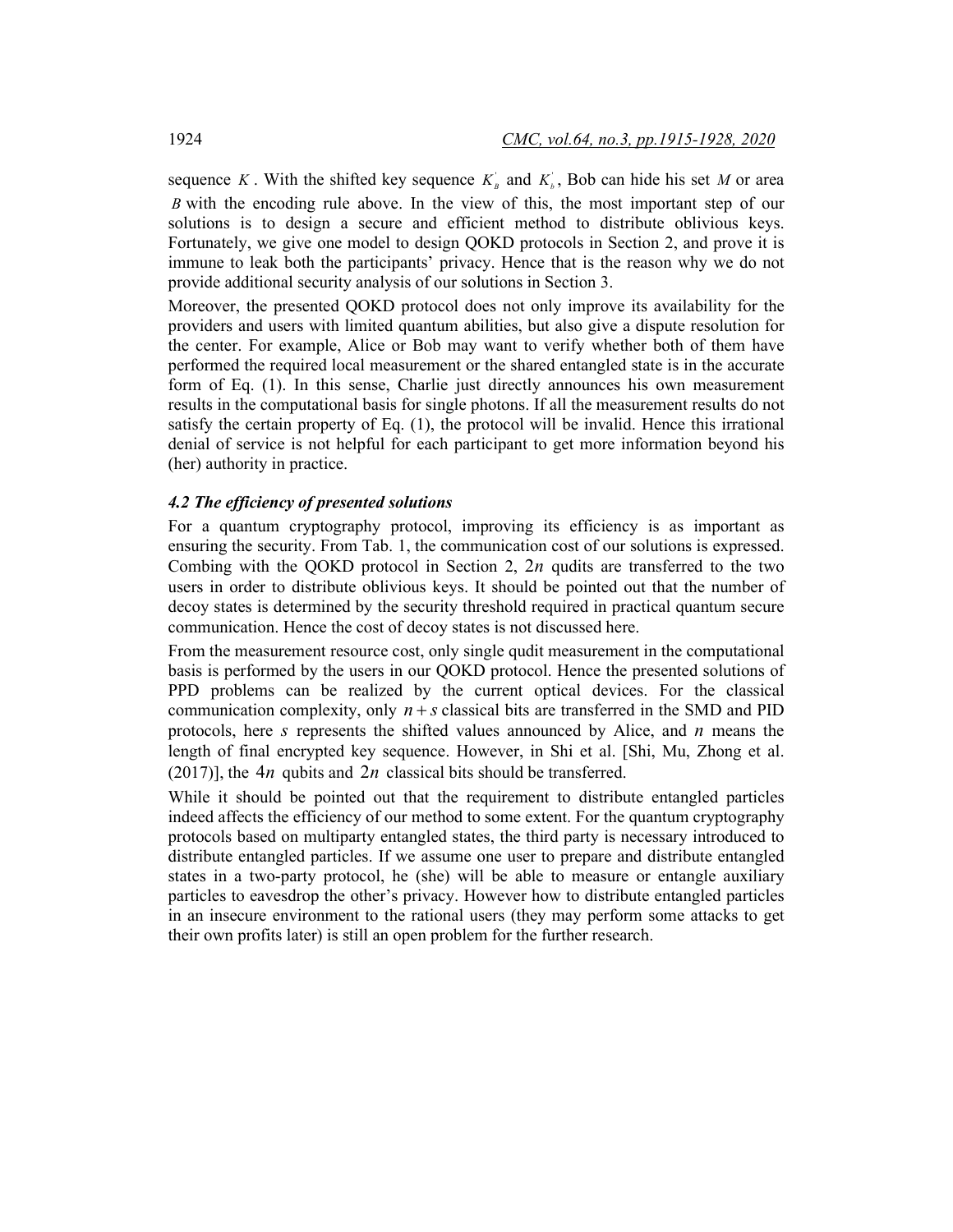sequence $K$. With the shifted key sequence $K_B^{'}$ and $K_b^{'}$, Bob can hide his set $M$ or area $B$ with the encoding rule above. In the view of this, the most important step of our solutions is to design a secure and efficient method to distribute oblivious keys. Fortunately, we give one model to design QOKD protocols in Section 2, and prove it is immune to leak both the participants' privacy. Hence that is the reason why we do not provide additional security analysis of our solutions in Section 3.

Moreover, the presented QOKD protocol does not only improve its availability for the providers and users with limited quantum abilities, but also give a dispute resolution for the center. For example, Alice or Bob may want to verify whether both of them have performed the required local measurement or the shared entangled state is in the accurate form of Eq. (1). In this sense, Charlie just directly announces his own measurement results in the computational basis for single photons. If all the measurement results do not satisfy the certain property of Eq. (1), the protocol will be invalid. Hence this irrational denial of service is not helpful for each participant to get more information beyond his (her) authority in practice.

### *4.2 The efficiency of presented solutions*

For a quantum cryptography protocol, improving its efficiency is as important as ensuring the security. From Tab. 1, the communication cost of our solutions is expressed. Combing with the QOKD protocol in Section 2, $2n$ qudits are transferred to the two users in order to distribute oblivious keys. It should be pointed out that the number of decoy states is determined by the security threshold required in practical quantum secure communication. Hence the cost of decoy states is not discussed here.

From the measurement resource cost, only single qudit measurement in the computational basis is performed by the users in our QOKD protocol. Hence the presented solutions of PPD problems can be realized by the current optical devices. For the classical communication complexity, only $n+s$ classical bits are transferred in the SMD and PID protocols, here $s$ represents the shifted values announced by Alice, and $n$ means the length of final encrypted key sequence. However, in Shi et al. [Shi, Mu, Zhong et al. (2017)], the $4n$ qubits and $2n$ classical bits should be transferred.

While it should be pointed out that the requirement to distribute entangled particles indeed affects the efficiency of our method to some extent. For the quantum cryptography protocols based on multiparty entangled states, the third party is necessary introduced to distribute entangled particles. If we assume one user to prepare and distribute entangled states in a two-party protocol, he (she) will be able to measure or entangle auxiliary particles to eavesdrop the other's privacy. However how to distribute entangled particles in an insecure environment to the rational users (they may perform some attacks to get their own profits later) is still an open problem for the further research.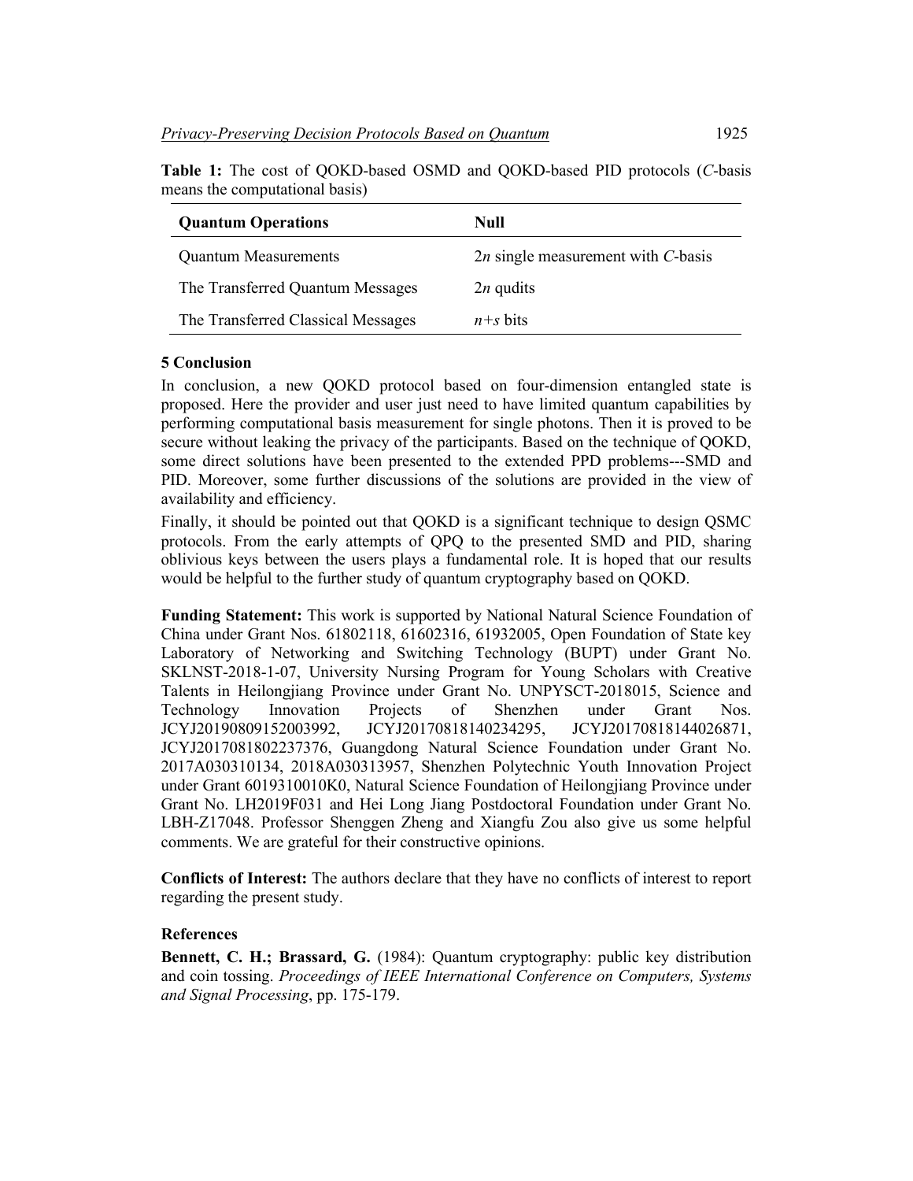**Table 1:** The cost of QOKD-based OSMD and QOKD-based PID protocols (*C*-basis means the computational basis)

| **Quantum Operations** | **Null** |
|---|---|
| Quantum Measurements | $2n$ single measurement with *C*-basis |
| The Transferred Quantum Messages | $2n$ qudits |
| The Transferred Classical Messages | $n+s$ bits |

## 5 Conclusion

In conclusion, a new QOKD protocol based on four-dimension entangled state is proposed. Here the provider and user just need to have limited quantum capabilities by performing computational basis measurement for single photons. Then it is proved to be secure without leaking the privacy of the participants. Based on the technique of QOKD, some direct solutions have been presented to the extended PPD problems---SMD and PID. Moreover, some further discussions of the solutions are provided in the view of availability and efficiency.

Finally, it should be pointed out that QOKD is a significant technique to design QSMC protocols. From the early attempts of QPQ to the presented SMD and PID, sharing oblivious keys between the users plays a fundamental role. It is hoped that our results would be helpful to the further study of quantum cryptography based on QOKD.

**Funding Statement:** This work is supported by National Natural Science Foundation of China under Grant Nos. 61802118, 61602316, 61932005, Open Foundation of State key Laboratory of Networking and Switching Technology (BUPT) under Grant No. SKLNST-2018-1-07, University Nursing Program for Young Scholars with Creative Talents in Heilongjiang Province under Grant No. UNPYSCT-2018015, Science and Technology Innovation Projects of Shenzhen under Grant Nos. JCYJ20190809152003992, JCYJ20170818140234295, JCYJ20170818144026871, JCYJ2017081802237376, Guangdong Natural Science Foundation under Grant No. 2017A030310134, 2018A030313957, Shenzhen Polytechnic Youth Innovation Project under Grant 6019310010K0, Natural Science Foundation of Heilongjiang Province under Grant No. LH2019F031 and Hei Long Jiang Postdoctoral Foundation under Grant No. LBH-Z17048. Professor Shenggen Zheng and Xiangfu Zou also give us some helpful comments. We are grateful for their constructive opinions.

**Conflicts of Interest:** The authors declare that they have no conflicts of interest to report regarding the present study.

## References

**Bennett, C. H.; Brassard, G.** (1984): Quantum cryptography: public key distribution and coin tossing. *Proceedings of IEEE International Conference on Computers, Systems and Signal Processing*, pp. 175-179.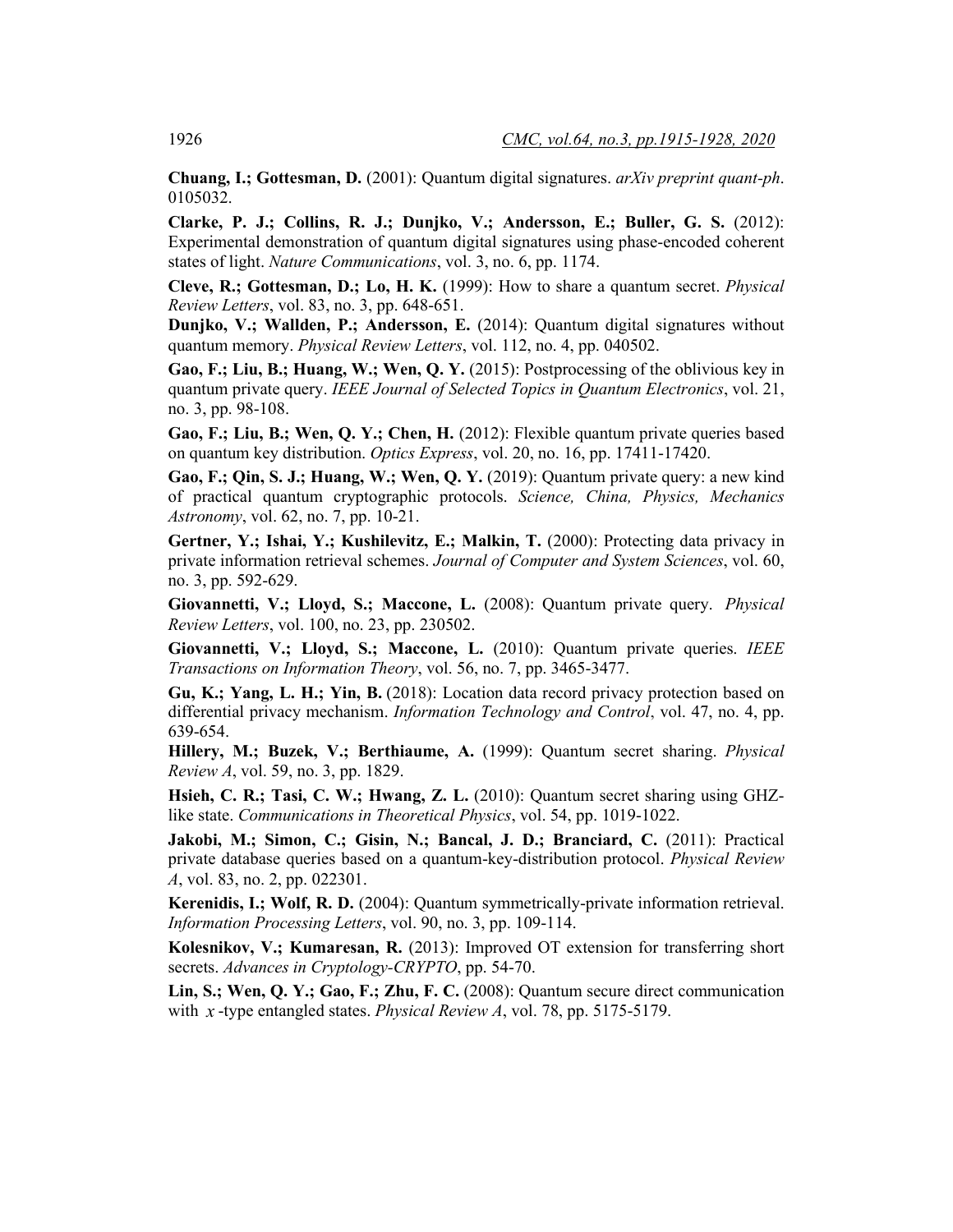**Chuang, I.; Gottesman, D.** (2001): Quantum digital signatures. *arXiv preprint quant-ph*. 0105032.

**Clarke, P. J.; Collins, R. J.; Dunjko, V.; Andersson, E.; Buller, G. S.** (2012): Experimental demonstration of quantum digital signatures using phase-encoded coherent states of light. *Nature Communications*, vol. 3, no. 6, pp. 1174.

**Cleve, R.; Gottesman, D.; Lo, H. K.** (1999): How to share a quantum secret. *Physical Review Letters*, vol. 83, no. 3, pp. 648-651.

**Dunjko, V.; Wallden, P.; Andersson, E.** (2014): Quantum digital signatures without quantum memory. *Physical Review Letters*, vol. 112, no. 4, pp. 040502.

**Gao, F.; Liu, B.; Huang, W.; Wen, Q. Y.** (2015): Postprocessing of the oblivious key in quantum private query. *IEEE Journal of Selected Topics in Quantum Electronics*, vol. 21, no. 3, pp. 98-108.

**Gao, F.; Liu, B.; Wen, Q. Y.; Chen, H.** (2012): Flexible quantum private queries based on quantum key distribution. *Optics Express*, vol. 20, no. 16, pp. 17411-17420.

**Gao, F.; Qin, S. J.; Huang, W.; Wen, Q. Y.** (2019): Quantum private query: a new kind of practical quantum cryptographic protocols. *Science, China, Physics, Mechanics Astronomy*, vol. 62, no. 7, pp. 10-21.

**Gertner, Y.; Ishai, Y.; Kushilevitz, E.; Malkin, T.** (2000): Protecting data privacy in private information retrieval schemes. *Journal of Computer and System Sciences*, vol. 60, no. 3, pp. 592-629.

**Giovannetti, V.; Lloyd, S.; Maccone, L.** (2008): Quantum private query. *Physical Review Letters*, vol. 100, no. 23, pp. 230502.

**Giovannetti, V.; Lloyd, S.; Maccone, L.** (2010): Quantum private queries. *IEEE Transactions on Information Theory*, vol. 56, no. 7, pp. 3465-3477.

**Gu, K.; Yang, L. H.; Yin, B.** (2018): Location data record privacy protection based on differential privacy mechanism. *Information Technology and Control*, vol. 47, no. 4, pp. 639-654.

**Hillery, M.; Buzek, V.; Berthiaume, A.** (1999): Quantum secret sharing. *Physical Review A*, vol. 59, no. 3, pp. 1829.

**Hsieh, C. R.; Tasi, C. W.; Hwang, Z. L.** (2010): Quantum secret sharing using GHZ-like state. *Communications in Theoretical Physics*, vol. 54, pp. 1019-1022.

**Jakobi, M.; Simon, C.; Gisin, N.; Bancal, J. D.; Branciard, C.** (2011): Practical private database queries based on a quantum-key-distribution protocol. *Physical Review A*, vol. 83, no. 2, pp. 022301.

**Kerenidis, I.; Wolf, R. D.** (2004): Quantum symmetrically-private information retrieval. *Information Processing Letters*, vol. 90, no. 3, pp. 109-114.

**Kolesnikov, V.; Kumaresan, R.** (2013): Improved OT extension for transferring short secrets. *Advances in Cryptology-CRYPTO*, pp. 54-70.

**Lin, S.; Wen, Q. Y.; Gao, F.; Zhu, F. C.** (2008): Quantum secure direct communication with $\chi$-type entangled states. *Physical Review A*, vol. 78, pp. 5175-5179.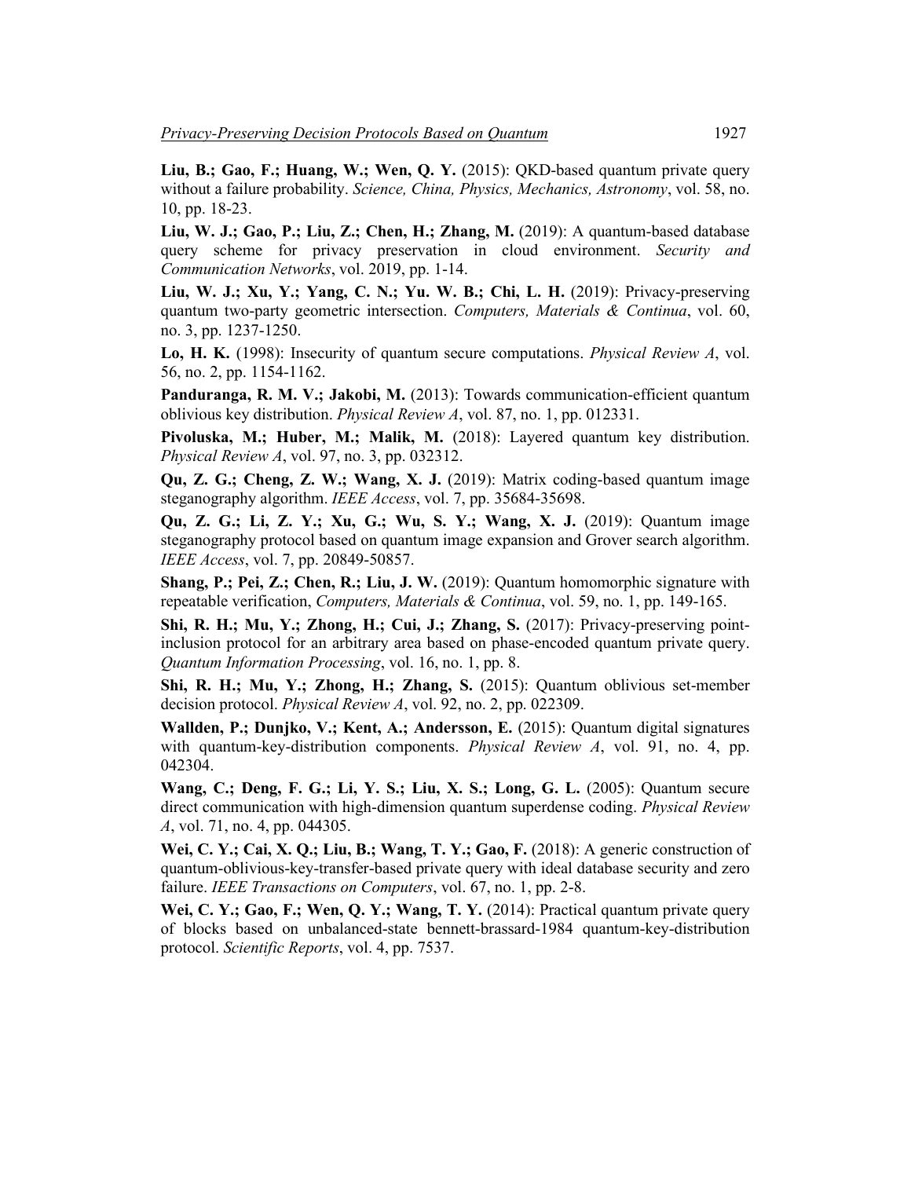**Liu, B.; Gao, F.; Huang, W.; Wen, Q. Y.** (2015): QKD-based quantum private query without a failure probability. *Science, China, Physics, Mechanics, Astronomy*, vol. 58, no. 10, pp. 18-23.

**Liu, W. J.; Gao, P.; Liu, Z.; Chen, H.; Zhang, M.** (2019): A quantum-based database query scheme for privacy preservation in cloud environment. *Security and Communication Networks*, vol. 2019, pp. 1-14.

**Liu, W. J.; Xu, Y.; Yang, C. N.; Yu. W. B.; Chi, L. H.** (2019): Privacy-preserving quantum two-party geometric intersection. *Computers, Materials & Continua*, vol. 60, no. 3, pp. 1237-1250.

**Lo, H. K.** (1998): Insecurity of quantum secure computations. *Physical Review A*, vol. 56, no. 2, pp. 1154-1162.

**Panduranga, R. M. V.; Jakobi, M.** (2013): Towards communication-efficient quantum oblivious key distribution. *Physical Review A*, vol. 87, no. 1, pp. 012331.

**Pivoluska, M.; Huber, M.; Malik, M.** (2018): Layered quantum key distribution. *Physical Review A*, vol. 97, no. 3, pp. 032312.

**Qu, Z. G.; Cheng, Z. W.; Wang, X. J.** (2019): Matrix coding-based quantum image steganography algorithm. *IEEE Access*, vol. 7, pp. 35684-35698.

**Qu, Z. G.; Li, Z. Y.; Xu, G.; Wu, S. Y.; Wang, X. J.** (2019): Quantum image steganography protocol based on quantum image expansion and Grover search algorithm. *IEEE Access*, vol. 7, pp. 20849-50857.

**Shang, P.; Pei, Z.; Chen, R.; Liu, J. W.** (2019): Quantum homomorphic signature with repeatable verification, *Computers, Materials & Continua*, vol. 59, no. 1, pp. 149-165.

**Shi, R. H.; Mu, Y.; Zhong, H.; Cui, J.; Zhang, S.** (2017): Privacy-preserving point-inclusion protocol for an arbitrary area based on phase-encoded quantum private query. *Quantum Information Processing*, vol. 16, no. 1, pp. 8.

**Shi, R. H.; Mu, Y.; Zhong, H.; Zhang, S.** (2015): Quantum oblivious set-member decision protocol. *Physical Review A*, vol. 92, no. 2, pp. 022309.

**Wallden, P.; Dunjko, V.; Kent, A.; Andersson, E.** (2015): Quantum digital signatures with quantum-key-distribution components. *Physical Review A*, vol. 91, no. 4, pp. 042304.

**Wang, C.; Deng, F. G.; Li, Y. S.; Liu, X. S.; Long, G. L.** (2005): Quantum secure direct communication with high-dimension quantum superdense coding. *Physical Review A*, vol. 71, no. 4, pp. 044305.

**Wei, C. Y.; Cai, X. Q.; Liu, B.; Wang, T. Y.; Gao, F.** (2018): A generic construction of quantum-oblivious-key-transfer-based private query with ideal database security and zero failure. *IEEE Transactions on Computers*, vol. 67, no. 1, pp. 2-8.

**Wei, C. Y.; Gao, F.; Wen, Q. Y.; Wang, T. Y.** (2014): Practical quantum private query of blocks based on unbalanced-state bennett-brassard-1984 quantum-key-distribution protocol. *Scientific Reports*, vol. 4, pp. 7537.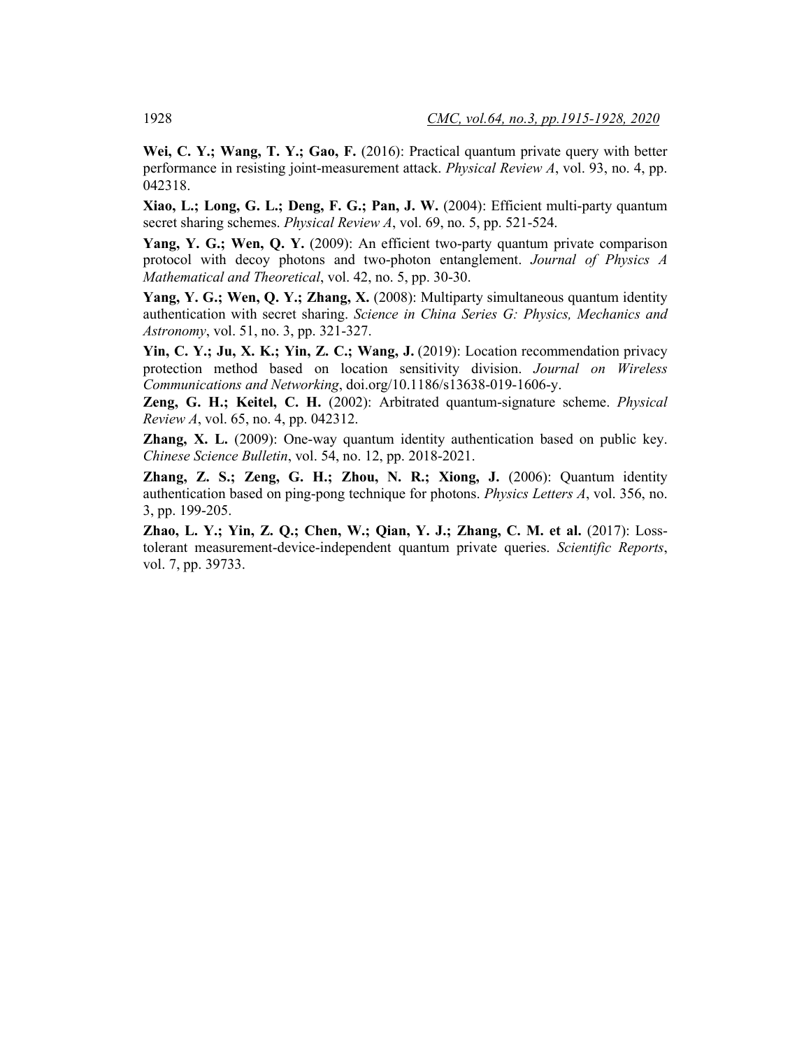**Wei, C. Y.; Wang, T. Y.; Gao, F.** (2016): Practical quantum private query with better performance in resisting joint-measurement attack. *Physical Review A*, vol. 93, no. 4, pp. 042318.

**Xiao, L.; Long, G. L.; Deng, F. G.; Pan, J. W.** (2004): Efficient multi-party quantum secret sharing schemes. *Physical Review A*, vol. 69, no. 5, pp. 521-524.

**Yang, Y. G.; Wen, Q. Y.** (2009): An efficient two-party quantum private comparison protocol with decoy photons and two-photon entanglement. *Journal of Physics A Mathematical and Theoretical*, vol. 42, no. 5, pp. 30-30.

**Yang, Y. G.; Wen, Q. Y.; Zhang, X.** (2008): Multiparty simultaneous quantum identity authentication with secret sharing. *Science in China Series G: Physics, Mechanics and Astronomy*, vol. 51, no. 3, pp. 321-327.

**Yin, C. Y.; Ju, X. K.; Yin, Z. C.; Wang, J.** (2019): Location recommendation privacy protection method based on location sensitivity division. *Journal on Wireless Communications and Networking*, doi.org/10.1186/s13638-019-1606-y.

**Zeng, G. H.; Keitel, C. H.** (2002): Arbitrated quantum-signature scheme. *Physical Review A*, vol. 65, no. 4, pp. 042312.

**Zhang, X. L.** (2009): One-way quantum identity authentication based on public key. *Chinese Science Bulletin*, vol. 54, no. 12, pp. 2018-2021.

**Zhang, Z. S.; Zeng, G. H.; Zhou, N. R.; Xiong, J.** (2006): Quantum identity authentication based on ping-pong technique for photons. *Physics Letters A*, vol. 356, no. 3, pp. 199-205.

**Zhao, L. Y.; Yin, Z. Q.; Chen, W.; Qian, Y. J.; Zhang, C. M. et al.** (2017): Loss-tolerant measurement-device-independent quantum private queries. *Scientific Reports*, vol. 7, pp. 39733.